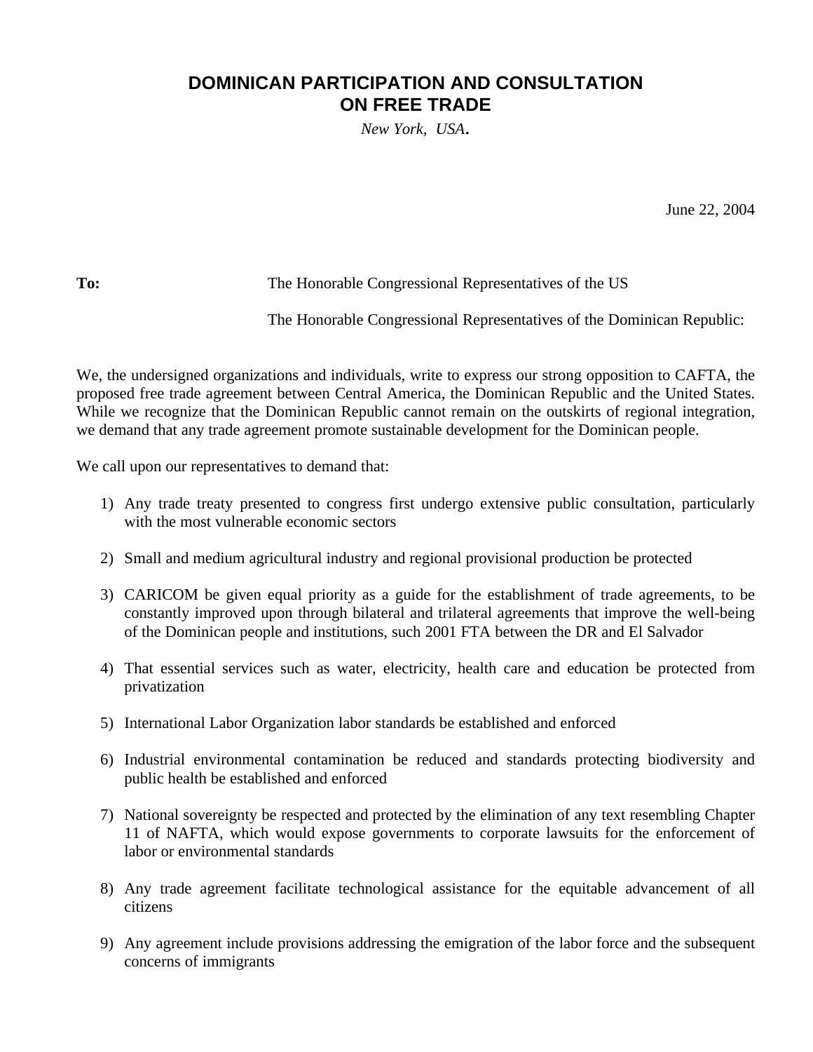# DOMINICAN PARTICIPATION AND CONSULTATION ON FREE TRADE

*New York, USA*.

June 22, 2004

**To:** The Honorable Congressional Representatives of the US

The Honorable Congressional Representatives of the Dominican Republic:

We, the undersigned organizations and individuals, write to express our strong opposition to CAFTA, the proposed free trade agreement between Central America, the Dominican Republic and the United States. While we recognize that the Dominican Republic cannot remain on the outskirts of regional integration, we demand that any trade agreement promote sustainable development for the Dominican people.

We call upon our representatives to demand that:

1) Any trade treaty presented to congress first undergo extensive public consultation, particularly with the most vulnerable economic sectors
2) Small and medium agricultural industry and regional provisional production be protected
3) CARICOM be given equal priority as a guide for the establishment of trade agreements, to be constantly improved upon through bilateral and trilateral agreements that improve the well-being of the Dominican people and institutions, such 2001 FTA between the DR and El Salvador
4) That essential services such as water, electricity, health care and education be protected from privatization
5) International Labor Organization labor standards be established and enforced
6) Industrial environmental contamination be reduced and standards protecting biodiversity and public health be established and enforced
7) National sovereignty be respected and protected by the elimination of any text resembling Chapter 11 of NAFTA, which would expose governments to corporate lawsuits for the enforcement of labor or environmental standards
8) Any trade agreement facilitate technological assistance for the equitable advancement of all citizens
9) Any agreement include provisions addressing the emigration of the labor force and the subsequent concerns of immigrants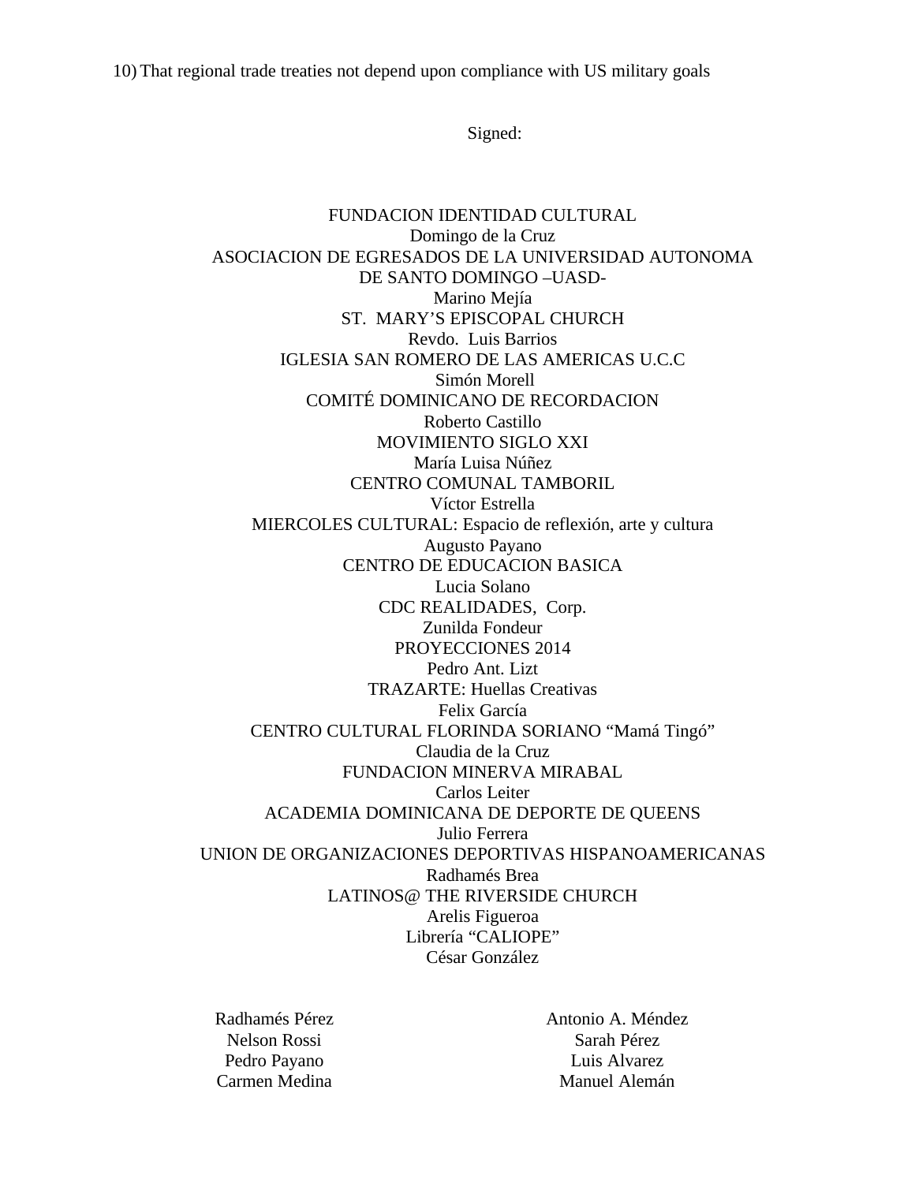10) That regional trade treaties not depend upon compliance with US military goals

Signed:

FUNDACION IDENTIDAD CULTURAL
Domingo de la Cruz
ASOCIACION DE EGRESADOS DE LA UNIVERSIDAD AUTONOMA DE SANTO DOMINGO –UASD-
Marino Mejía
ST. MARY'S EPISCOPAL CHURCH
Revdo. Luis Barrios
IGLESIA SAN ROMERO DE LAS AMERICAS U.C.C
Simón Morell
COMITÉ DOMINICANO DE RECORDACION
Roberto Castillo
MOVIMIENTO SIGLO XXI
María Luisa Núñez
CENTRO COMUNAL TAMBORIL
Víctor Estrella
MIERCOLES CULTURAL: Espacio de reflexión, arte y cultura
Augusto Payano
CENTRO DE EDUCACION BASICA
Lucia Solano
CDC REALIDADES, Corp.
Zunilda Fondeur
PROYECCIONES 2014
Pedro Ant. Lizt
TRAZARTE: Huellas Creativas
Felix García
CENTRO CULTURAL FLORINDA SORIANO "Mamá Tingó"
Claudia de la Cruz
FUNDACION MINERVA MIRABAL
Carlos Leiter
ACADEMIA DOMINICANA DE DEPORTE DE QUEENS
Julio Ferrera
UNION DE ORGANIZACIONES DEPORTIVAS HISPANOAMERICANAS
Radhamés Brea
LATINOS@ THE RIVERSIDE CHURCH
Arelis Figueroa
Librería "CALIOPE"
César González

Radhamés Pérez
Nelson Rossi
Pedro Payano
Carmen Medina

Antonio A. Méndez
Sarah Pérez
Luis Alvarez
Manuel Alemán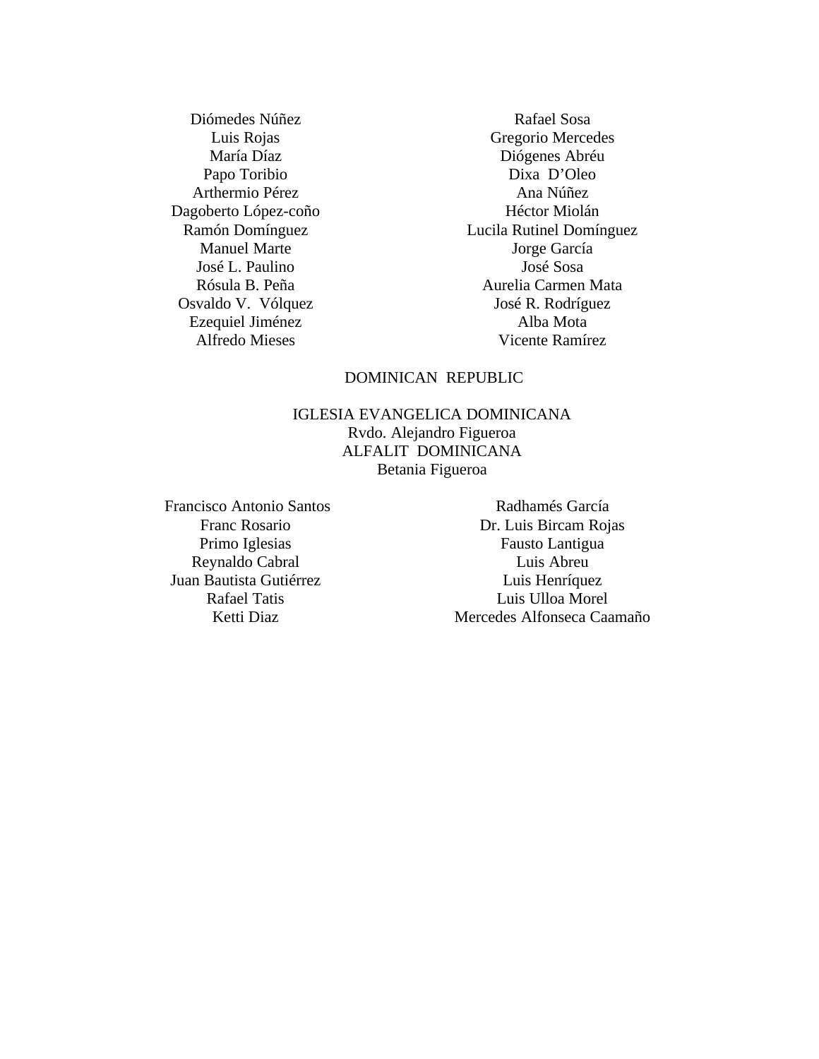Diómedes Núñez
Luis Rojas
María Díaz
Papo Toribio
Arthermio Pérez
Dagoberto López-coño
Ramón Domínguez
Manuel Marte
José L. Paulino
Rósula B. Peña
Osvaldo V. Vólquez
Ezequiel Jiménez
Alfredo Mieses

Rafael Sosa
Gregorio Mercedes
Diógenes Abréu
Dixa D'Oleo
Ana Núñez
Héctor Miolán
Lucila Rutinel Domínguez
Jorge García
José Sosa
Aurelia Carmen Mata
José R. Rodríguez
Alba Mota
Vicente Ramírez

DOMINICAN REPUBLIC

IGLESIA EVANGELICA DOMINICANA
Rvdo. Alejandro Figueroa
ALFALIT DOMINICANA
Betania Figueroa

Francisco Antonio Santos
Franc Rosario
Primo Iglesias
Reynaldo Cabral
Juan Bautista Gutiérrez
Rafael Tatis
Ketti Diaz

Radhamés García
Dr. Luis Bircam Rojas
Fausto Lantigua
Luis Abreu
Luis Henríquez
Luis Ulloa Morel
Mercedes Alfonseca Caamaño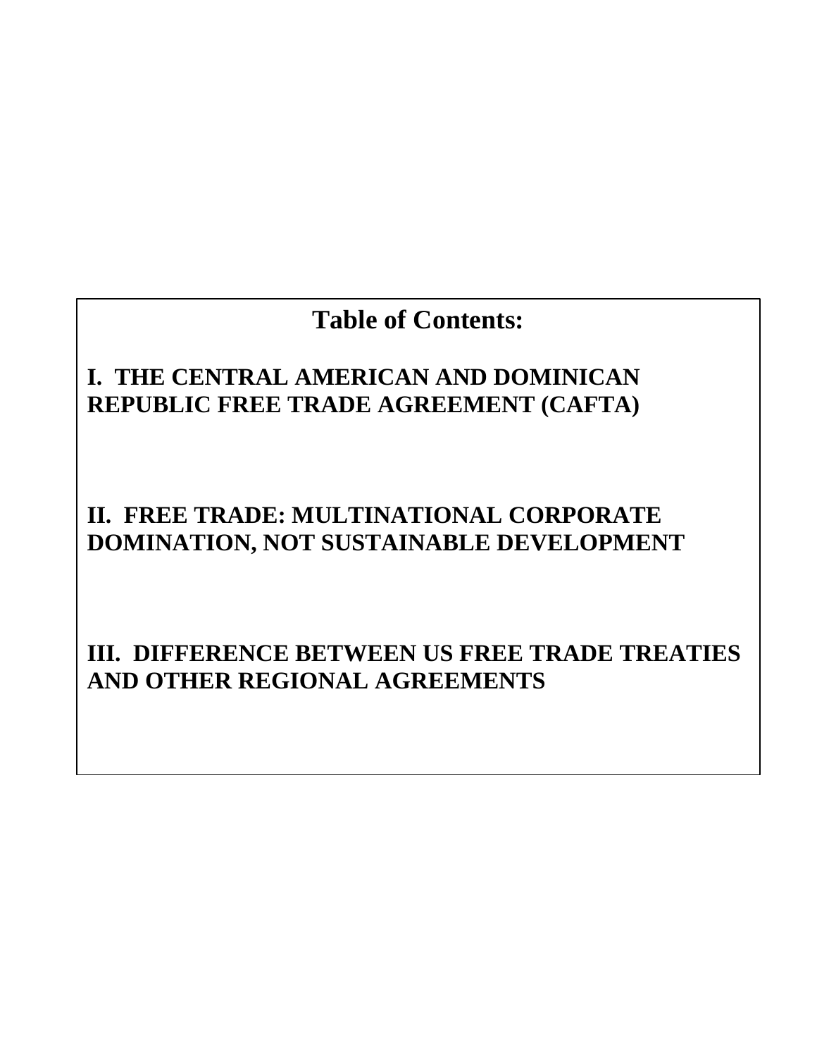## Table of Contents:

**I. THE CENTRAL AMERICAN AND DOMINICAN REPUBLIC FREE TRADE AGREEMENT (CAFTA)**

**II. FREE TRADE: MULTINATIONAL CORPORATE DOMINATION, NOT SUSTAINABLE DEVELOPMENT**

**III. DIFFERENCE BETWEEN US FREE TRADE TREATIES AND OTHER REGIONAL AGREEMENTS**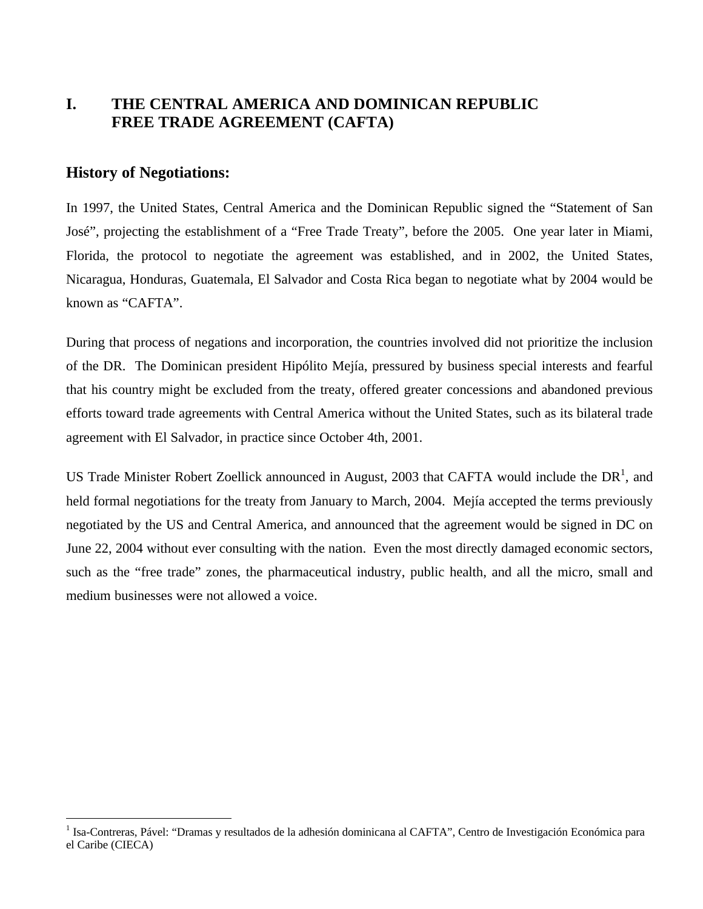# I. THE CENTRAL AMERICA AND DOMINICAN REPUBLIC FREE TRADE AGREEMENT (CAFTA)

## History of Negotiations:

In 1997, the United States, Central America and the Dominican Republic signed the "Statement of San José", projecting the establishment of a "Free Trade Treaty", before the 2005. One year later in Miami, Florida, the protocol to negotiate the agreement was established, and in 2002, the United States, Nicaragua, Honduras, Guatemala, El Salvador and Costa Rica began to negotiate what by 2004 would be known as "CAFTA".

During that process of negations and incorporation, the countries involved did not prioritize the inclusion of the DR. The Dominican president Hipólito Mejía, pressured by business special interests and fearful that his country might be excluded from the treaty, offered greater concessions and abandoned previous efforts toward trade agreements with Central America without the United States, such as its bilateral trade agreement with El Salvador, in practice since October 4th, 2001.

US Trade Minister Robert Zoellick announced in August, 2003 that CAFTA would include the DR[1], and held formal negotiations for the treaty from January to March, 2004. Mejía accepted the terms previously negotiated by the US and Central America, and announced that the agreement would be signed in DC on June 22, 2004 without ever consulting with the nation. Even the most directly damaged economic sectors, such as the "free trade" zones, the pharmaceutical industry, public health, and all the micro, small and medium businesses were not allowed a voice.

---

[1] Isa-Contreras, Pável: "Dramas y resultados de la adhesión dominicana al CAFTA", Centro de Investigación Económica para el Caribe (CIECA)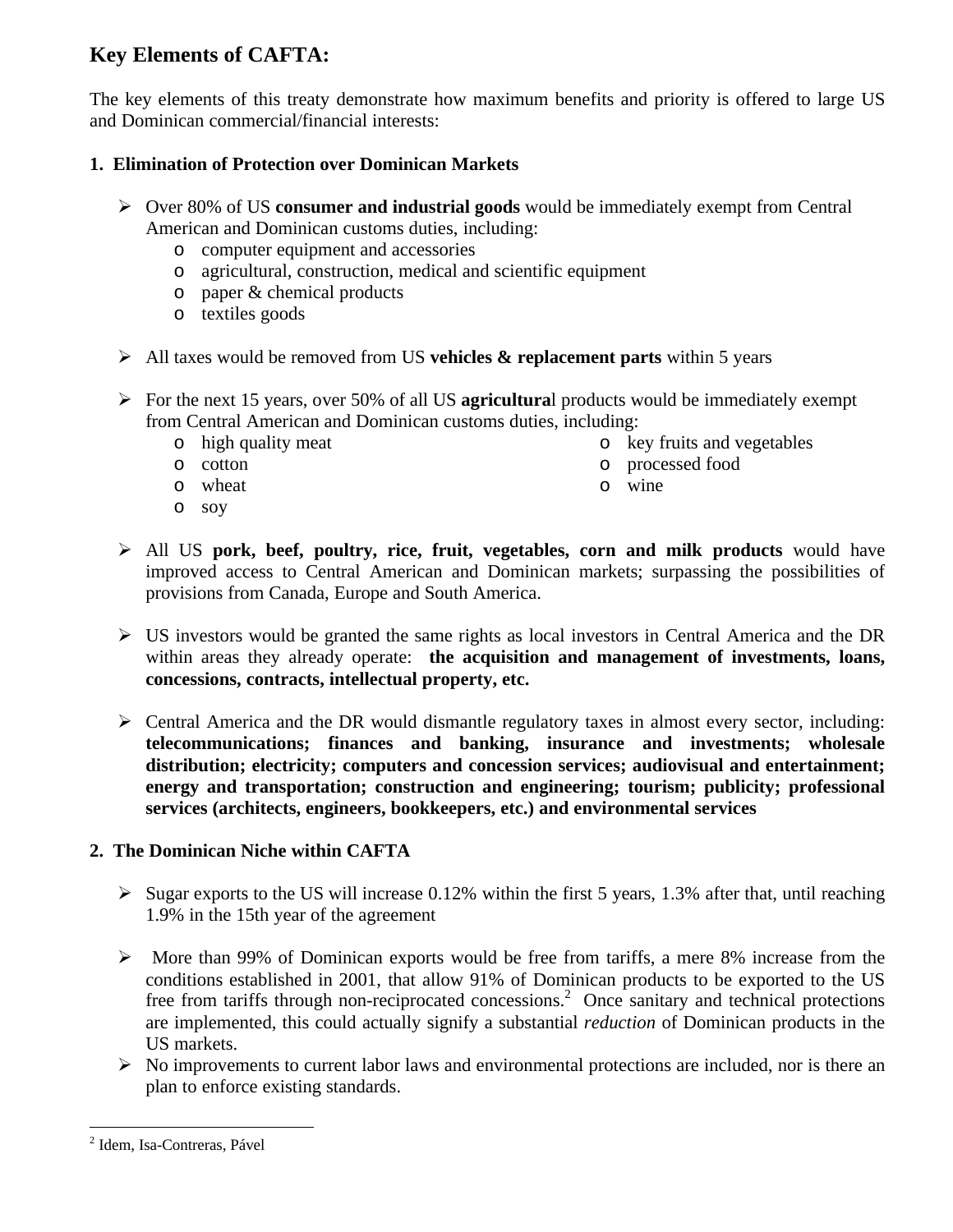## Key Elements of CAFTA:

The key elements of this treaty demonstrate how maximum benefits and priority is offered to large US and Dominican commercial/financial interests:

### 1. Elimination of Protection over Dominican Markets

- Over 80% of US **consumer and industrial goods** would be immediately exempt from Central American and Dominican customs duties, including:
    - computer equipment and accessories
    - agricultural, construction, medical and scientific equipment
    - paper & chemical products
    - textiles goods

- All taxes would be removed from US **vehicles & replacement parts** within 5 years

- For the next 15 years, over 50% of all US **agricultura**l products would be immediately exempt from Central American and Dominican customs duties, including:
    - high quality meat
    - cotton
    - wheat
    - soy
    - key fruits and vegetables
    - processed food
    - wine

- All US **pork, beef, poultry, rice, fruit, vegetables, corn and milk products** would have improved access to Central American and Dominican markets; surpassing the possibilities of provisions from Canada, Europe and South America.

- US investors would be granted the same rights as local investors in Central America and the DR within areas they already operate: **the acquisition and management of investments, loans, concessions, contracts, intellectual property, etc.**

- Central America and the DR would dismantle regulatory taxes in almost every sector, including: **telecommunications; finances and banking, insurance and investments; wholesale distribution; electricity; computers and concession services; audiovisual and entertainment; energy and transportation; construction and engineering; tourism; publicity; professional services (architects, engineers, bookkeepers, etc.) and environmental services**

### 2. The Dominican Niche within CAFTA

- Sugar exports to the US will increase 0.12% within the first 5 years, 1.3% after that, until reaching 1.9% in the 15th year of the agreement

- More than 99% of Dominican exports would be free from tariffs, a mere 8% increase from the conditions established in 2001, that allow 91% of Dominican products to be exported to the US free from tariffs through non-reciprocated concessions.[2] Once sanitary and technical protections are implemented, this could actually signify a substantial *reduction* of Dominican products in the US markets.
- No improvements to current labor laws and environmental protections are included, nor is there an plan to enforce existing standards.

[2] Idem, Isa-Contreras, Pável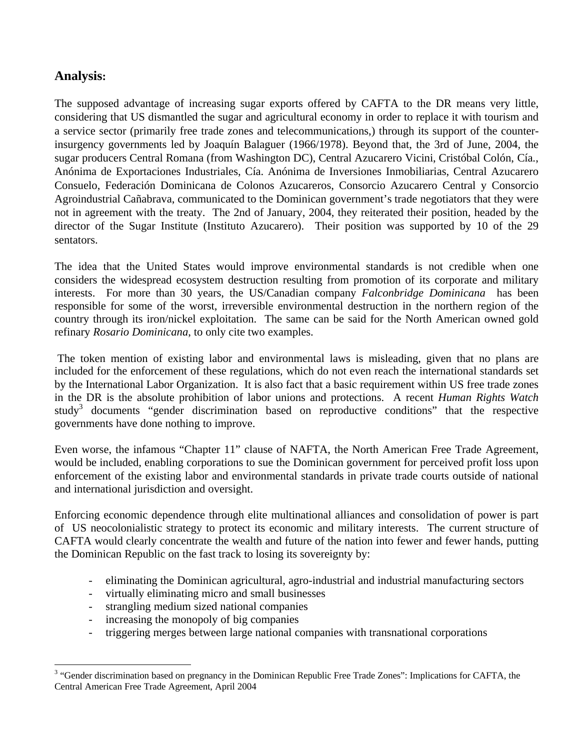## **Analysis:**

The supposed advantage of increasing sugar exports offered by CAFTA to the DR means very little, considering that US dismantled the sugar and agricultural economy in order to replace it with tourism and a service sector (primarily free trade zones and telecommunications,) through its support of the counter-insurgency governments led by Joaquín Balaguer (1966/1978). Beyond that, the 3rd of June, 2004, the sugar producers Central Romana (from Washington DC), Central Azucarero Vicini, Cristóbal Colón, Cía., Anónima de Exportaciones Industriales, Cía. Anónima de Inversiones Inmobiliarias, Central Azucarero Consuelo, Federación Dominicana de Colonos Azucareros, Consorcio Azucarero Central y Consorcio Agroindustrial Cañabrava, communicated to the Dominican government's trade negotiators that they were not in agreement with the treaty. The 2nd of January, 2004, they reiterated their position, headed by the director of the Sugar Institute (Instituto Azucarero). Their position was supported by 10 of the 29 sentators.

The idea that the United States would improve environmental standards is not credible when one considers the widespread ecosystem destruction resulting from promotion of its corporate and military interests. For more than 30 years, the US/Canadian company *Falconbridge Dominicana* has been responsible for some of the worst, irreversible environmental destruction in the northern region of the country through its iron/nickel exploitation. The same can be said for the North American owned gold refinary *Rosario Dominicana*, to only cite two examples.

The token mention of existing labor and environmental laws is misleading, given that no plans are included for the enforcement of these regulations, which do not even reach the international standards set by the International Labor Organization. It is also fact that a basic requirement within US free trade zones in the DR is the absolute prohibition of labor unions and protections. A recent *Human Rights Watch* study[3] documents "gender discrimination based on reproductive conditions" that the respective governments have done nothing to improve.

Even worse, the infamous "Chapter 11" clause of NAFTA, the North American Free Trade Agreement, would be included, enabling corporations to sue the Dominican government for perceived profit loss upon enforcement of the existing labor and environmental standards in private trade courts outside of national and international jurisdiction and oversight.

Enforcing economic dependence through elite multinational alliances and consolidation of power is part of US neocolonialistic strategy to protect its economic and military interests. The current structure of CAFTA would clearly concentrate the wealth and future of the nation into fewer and fewer hands, putting the Dominican Republic on the fast track to losing its sovereignty by:

- eliminating the Dominican agricultural, agro-industrial and industrial manufacturing sectors
- virtually eliminating micro and small businesses
- strangling medium sized national companies
- increasing the monopoly of big companies
- triggering merges between large national companies with transnational corporations

---

[3] "Gender discrimination based on pregnancy in the Dominican Republic Free Trade Zones": Implications for CAFTA, the Central American Free Trade Agreement, April 2004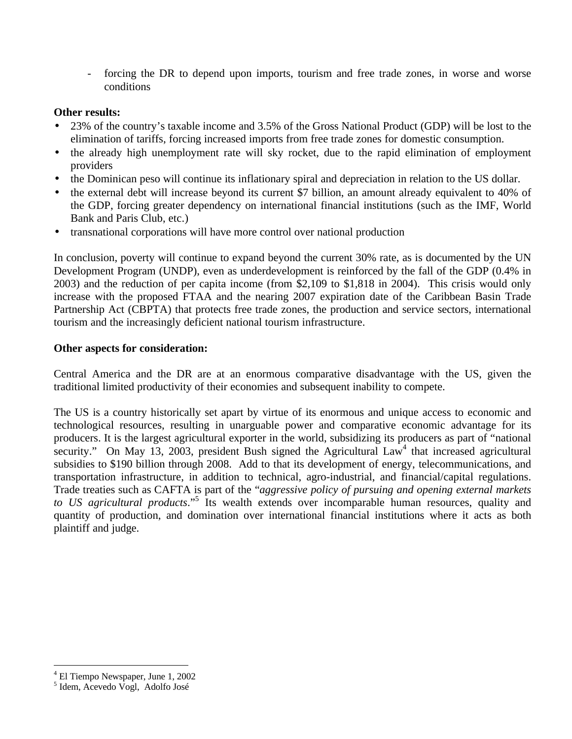- forcing the DR to depend upon imports, tourism and free trade zones, in worse and worse conditions

**Other results:**

- 23% of the country's taxable income and 3.5% of the Gross National Product (GDP) will be lost to the elimination of tariffs, forcing increased imports from free trade zones for domestic consumption.
- the already high unemployment rate will sky rocket, due to the rapid elimination of employment providers
- the Dominican peso will continue its inflationary spiral and depreciation in relation to the US dollar.
- the external debt will increase beyond its current $7 billion, an amount already equivalent to 40% of the GDP, forcing greater dependency on international financial institutions (such as the IMF, World Bank and Paris Club, etc.)
- transnational corporations will have more control over national production

In conclusion, poverty will continue to expand beyond the current 30% rate, as is documented by the UN Development Program (UNDP), even as underdevelopment is reinforced by the fall of the GDP (0.4% in 2003) and the reduction of per capita income (from $2,109 to $1,818 in 2004). This crisis would only increase with the proposed FTAA and the nearing 2007 expiration date of the Caribbean Basin Trade Partnership Act (CBPTA) that protects free trade zones, the production and service sectors, international tourism and the increasingly deficient national tourism infrastructure.

**Other aspects for consideration:**

Central America and the DR are at an enormous comparative disadvantage with the US, given the traditional limited productivity of their economies and subsequent inability to compete.

The US is a country historically set apart by virtue of its enormous and unique access to economic and technological resources, resulting in unarguable power and comparative economic advantage for its producers. It is the largest agricultural exporter in the world, subsidizing its producers as part of "national security." On May 13, 2003, president Bush signed the Agricultural Law[4] that increased agricultural subsidies to $190 billion through 2008. Add to that its development of energy, telecommunications, and transportation infrastructure, in addition to technical, agro-industrial, and financial/capital regulations. Trade treaties such as CAFTA is part of the "*aggressive policy of pursuing and opening external markets to US agricultural products*."[5] Its wealth extends over incomparable human resources, quality and quantity of production, and domination over international financial institutions where it acts as both plaintiff and judge.

[4] El Tiempo Newspaper, June 1, 2002

[5] Idem, Acevedo Vogl, Adolfo José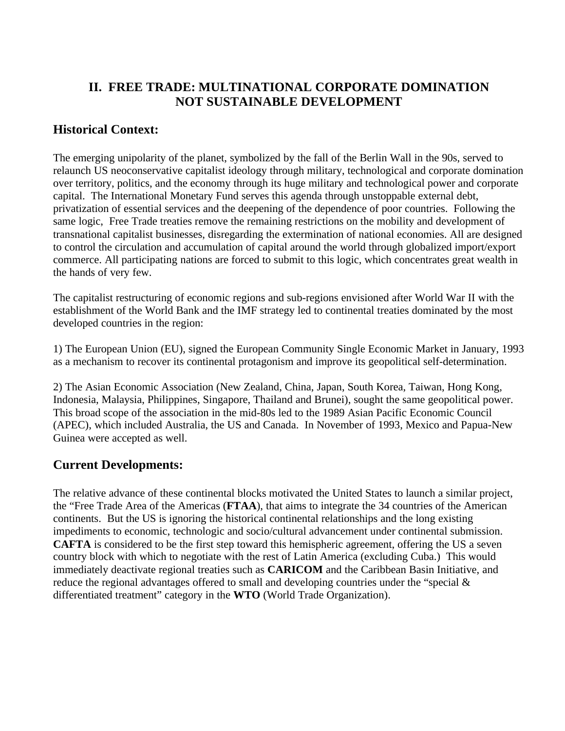## II. FREE TRADE: MULTINATIONAL CORPORATE DOMINATION NOT SUSTAINABLE DEVELOPMENT

### Historical Context:

The emerging unipolarity of the planet, symbolized by the fall of the Berlin Wall in the 90s, served to relaunch US neoconservative capitalist ideology through military, technological and corporate domination over territory, politics, and the economy through its huge military and technological power and corporate capital. The International Monetary Fund serves this agenda through unstoppable external debt, privatization of essential services and the deepening of the dependence of poor countries. Following the same logic, Free Trade treaties remove the remaining restrictions on the mobility and development of transnational capitalist businesses, disregarding the extermination of national economies. All are designed to control the circulation and accumulation of capital around the world through globalized import/export commerce. All participating nations are forced to submit to this logic, which concentrates great wealth in the hands of very few.

The capitalist restructuring of economic regions and sub-regions envisioned after World War II with the establishment of the World Bank and the IMF strategy led to continental treaties dominated by the most developed countries in the region:

1) The European Union (EU), signed the European Community Single Economic Market in January, 1993 as a mechanism to recover its continental protagonism and improve its geopolitical self-determination.

2) The Asian Economic Association (New Zealand, China, Japan, South Korea, Taiwan, Hong Kong, Indonesia, Malaysia, Philippines, Singapore, Thailand and Brunei), sought the same geopolitical power. This broad scope of the association in the mid-80s led to the 1989 Asian Pacific Economic Council (APEC), which included Australia, the US and Canada. In November of 1993, Mexico and Papua-New Guinea were accepted as well.

### Current Developments:

The relative advance of these continental blocks motivated the United States to launch a similar project, the "Free Trade Area of the Americas (**FTAA**), that aims to integrate the 34 countries of the American continents. But the US is ignoring the historical continental relationships and the long existing impediments to economic, technologic and socio/cultural advancement under continental submission. **CAFTA** is considered to be the first step toward this hemispheric agreement, offering the US a seven country block with which to negotiate with the rest of Latin America (excluding Cuba.) This would immediately deactivate regional treaties such as **CARICOM** and the Caribbean Basin Initiative, and reduce the regional advantages offered to small and developing countries under the "special & differentiated treatment" category in the **WTO** (World Trade Organization).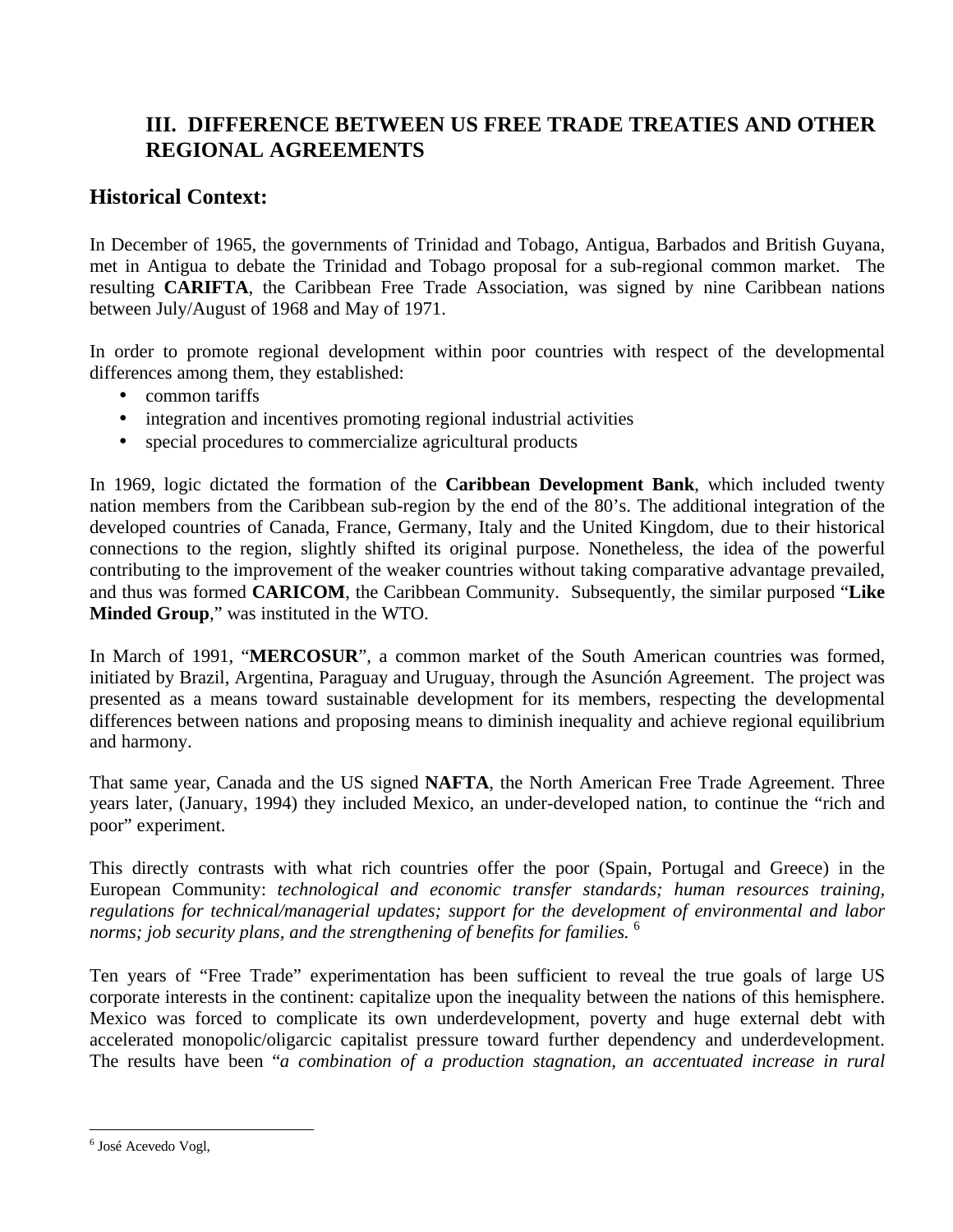## III. DIFFERENCE BETWEEN US FREE TRADE TREATIES AND OTHER REGIONAL AGREEMENTS

### Historical Context:

In December of 1965, the governments of Trinidad and Tobago, Antigua, Barbados and British Guyana, met in Antigua to debate the Trinidad and Tobago proposal for a sub-regional common market. The resulting **CARIFTA**, the Caribbean Free Trade Association, was signed by nine Caribbean nations between July/August of 1968 and May of 1971.

In order to promote regional development within poor countries with respect of the developmental differences among them, they established:

- common tariffs
- integration and incentives promoting regional industrial activities
- special procedures to commercialize agricultural products

In 1969, logic dictated the formation of the **Caribbean Development Bank**, which included twenty nation members from the Caribbean sub-region by the end of the 80's. The additional integration of the developed countries of Canada, France, Germany, Italy and the United Kingdom, due to their historical connections to the region, slightly shifted its original purpose. Nonetheless, the idea of the powerful contributing to the improvement of the weaker countries without taking comparative advantage prevailed, and thus was formed **CARICOM**, the Caribbean Community. Subsequently, the similar purposed "**Like Minded Group**," was instituted in the WTO.

In March of 1991, "**MERCOSUR**", a common market of the South American countries was formed, initiated by Brazil, Argentina, Paraguay and Uruguay, through the Asunción Agreement. The project was presented as a means toward sustainable development for its members, respecting the developmental differences between nations and proposing means to diminish inequality and achieve regional equilibrium and harmony.

That same year, Canada and the US signed **NAFTA**, the North American Free Trade Agreement. Three years later, (January, 1994) they included Mexico, an under-developed nation, to continue the "rich and poor" experiment.

This directly contrasts with what rich countries offer the poor (Spain, Portugal and Greece) in the European Community: *technological and economic transfer standards; human resources training, regulations for technical/managerial updates; support for the development of environmental and labor norms; job security plans, and the strengthening of benefits for families.* [6]

Ten years of "Free Trade" experimentation has been sufficient to reveal the true goals of large US corporate interests in the continent: capitalize upon the inequality between the nations of this hemisphere. Mexico was forced to complicate its own underdevelopment, poverty and huge external debt with accelerated monopolic/oligarcic capitalist pressure toward further dependency and underdevelopment. The results have been "*a combination of a production stagnation, an accentuated increase in rural*

---

[6] José Acevedo Vogl,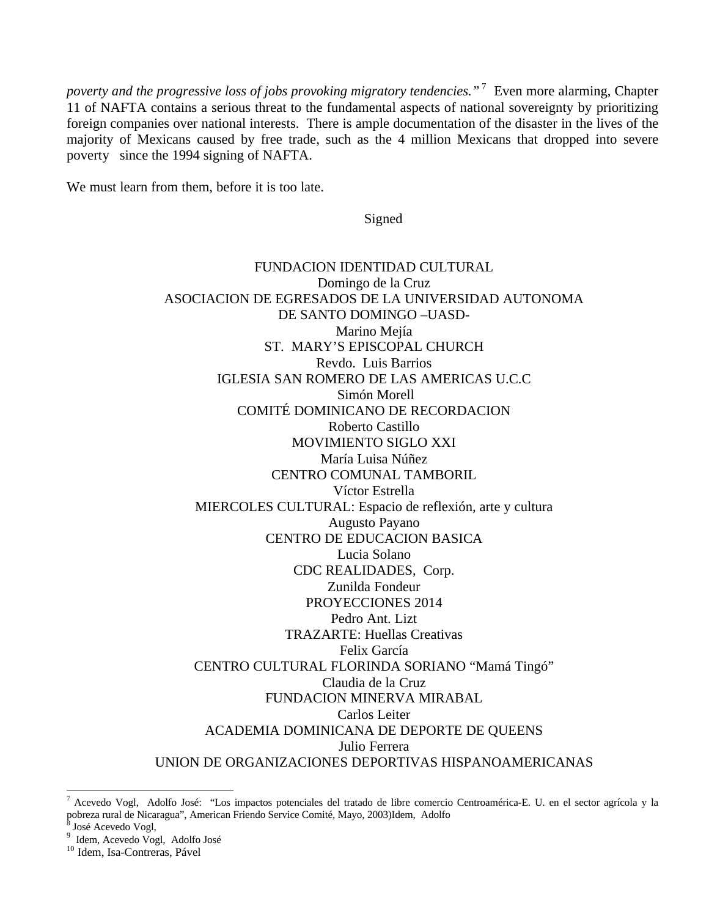*poverty and the progressive loss of jobs provoking migratory tendencies."*[7] Even more alarming, Chapter 11 of NAFTA contains a serious threat to the fundamental aspects of national sovereignty by prioritizing foreign companies over national interests. There is ample documentation of the disaster in the lives of the majority of Mexicans caused by free trade, such as the 4 million Mexicans that dropped into severe poverty since the 1994 signing of NAFTA.

We must learn from them, before it is too late.

Signed

FUNDACION IDENTIDAD CULTURAL
Domingo de la Cruz
ASOCIACION DE EGRESADOS DE LA UNIVERSIDAD AUTONOMA DE SANTO DOMINGO –UASD-
Marino Mejía
ST. MARY'S EPISCOPAL CHURCH
Revdo. Luis Barrios
IGLESIA SAN ROMERO DE LAS AMERICAS U.C.C
Simón Morell
COMITÉ DOMINICANO DE RECORDACION
Roberto Castillo
MOVIMIENTO SIGLO XXI
María Luisa Núñez
CENTRO COMUNAL TAMBORIL
Víctor Estrella
MIERCOLES CULTURAL: Espacio de reflexión, arte y cultura
Augusto Payano
CENTRO DE EDUCACION BASICA
Lucia Solano
CDC REALIDADES, Corp.
Zunilda Fondeur
PROYECCIONES 2014
Pedro Ant. Lizt
TRAZARTE: Huellas Creativas
Felix García
CENTRO CULTURAL FLORINDA SORIANO "Mamá Tingó"
Claudia de la Cruz
FUNDACION MINERVA MIRABAL
Carlos Leiter
ACADEMIA DOMINICANA DE DEPORTE DE QUEENS
Julio Ferrera
UNION DE ORGANIZACIONES DEPORTIVAS HISPANOAMERICANAS

---

[7] Acevedo Vogl, Adolfo José: "Los impactos potenciales del tratado de libre comercio Centroamérica-E. U. en el sector agrícola y la pobreza rural de Nicaragua", American Friendo Service Comité, Mayo, 2003)Idem, Adolfo
[8] José Acevedo Vogl,
[9] Idem, Acevedo Vogl, Adolfo José
[10] Idem, Isa-Contreras, Pável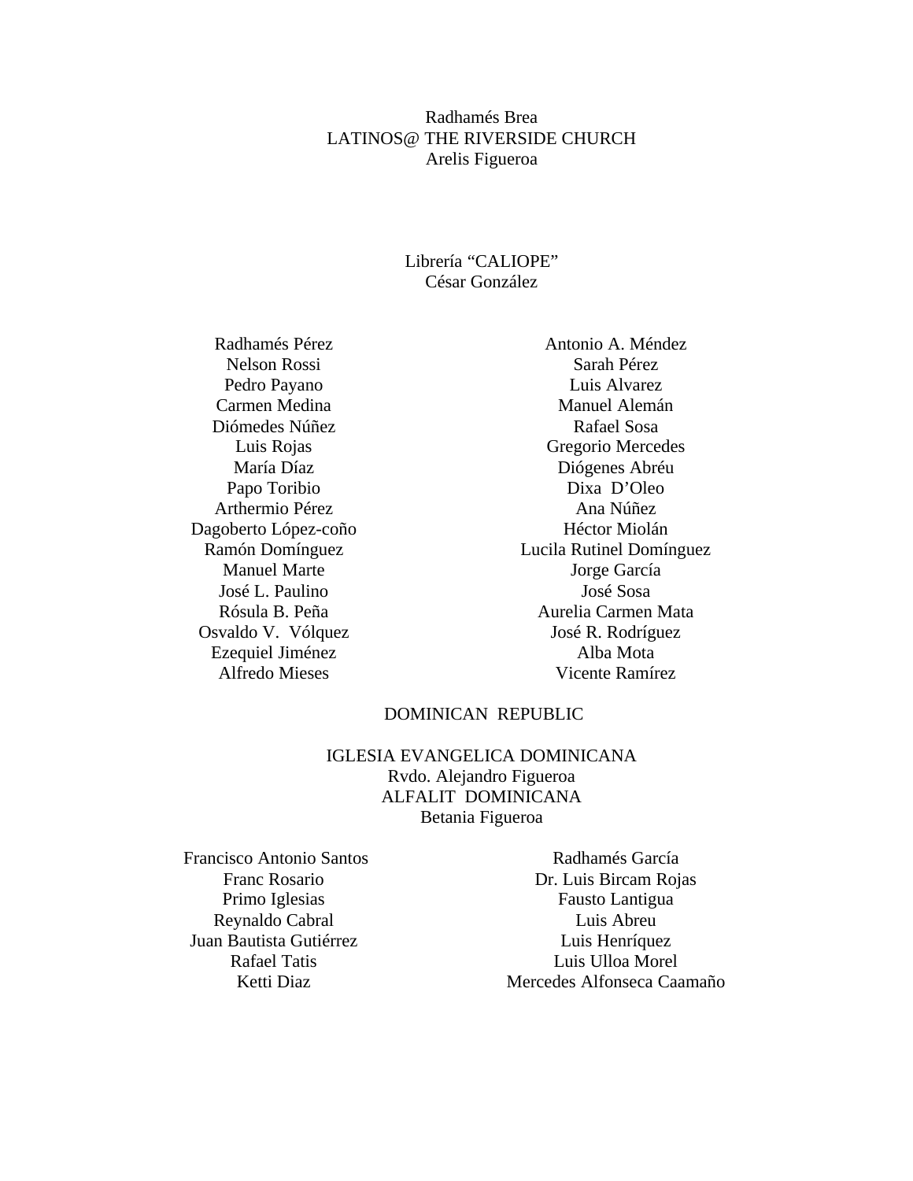Radhamés Brea
LATINOS@ THE RIVERSIDE CHURCH
Arelis Figueroa

Librería “CALIOPE”
César González

Radhamés Pérez
Nelson Rossi
Pedro Payano
Carmen Medina
Diómedes Núñez
Luis Rojas
María Díaz
Papo Toribio
Arthermio Pérez
Dagoberto López-coño
Ramón Domínguez
Manuel Marte
José L. Paulino
Rósula B. Peña
Osvaldo V. Vólquez
Ezequiel Jiménez
Alfredo Mieses

Antonio A. Méndez
Sarah Pérez
Luis Alvarez
Manuel Alemán
Rafael Sosa
Gregorio Mercedes
Diógenes Abréu
Dixa D’Oleo
Ana Núñez
Héctor Miolán
Lucila Rutinel Domínguez
Jorge García
José Sosa
Aurelia Carmen Mata
José R. Rodríguez
Alba Mota
Vicente Ramírez

DOMINICAN REPUBLIC

IGLESIA EVANGELICA DOMINICANA
Rvdo. Alejandro Figueroa
ALFALIT DOMINICANA
Betania Figueroa

Francisco Antonio Santos
Franc Rosario
Primo Iglesias
Reynaldo Cabral
Juan Bautista Gutiérrez
Rafael Tatis
Ketti Diaz

Radhamés García
Dr. Luis Bircam Rojas
Fausto Lantigua
Luis Abreu
Luis Henríquez
Luis Ulloa Morel
Mercedes Alfonseca Caamaño